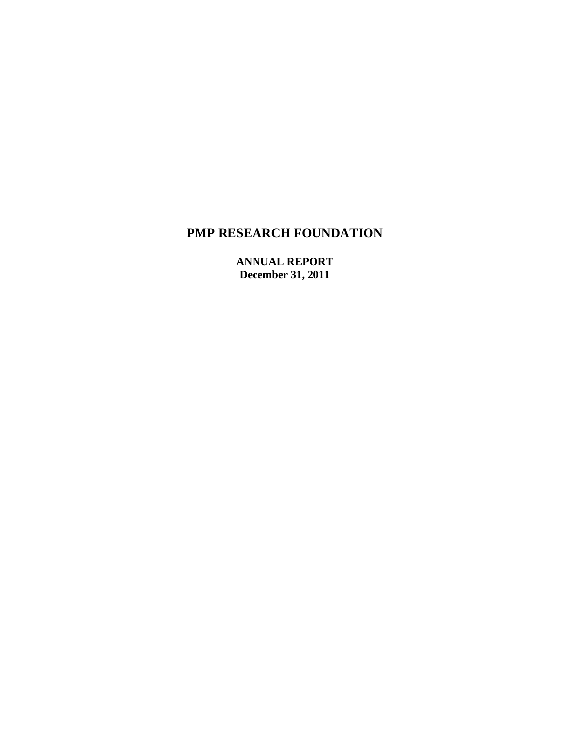# PMP RESEARCH FOUNDATION

**ANNUAL REPORT**
**December 31, 2011**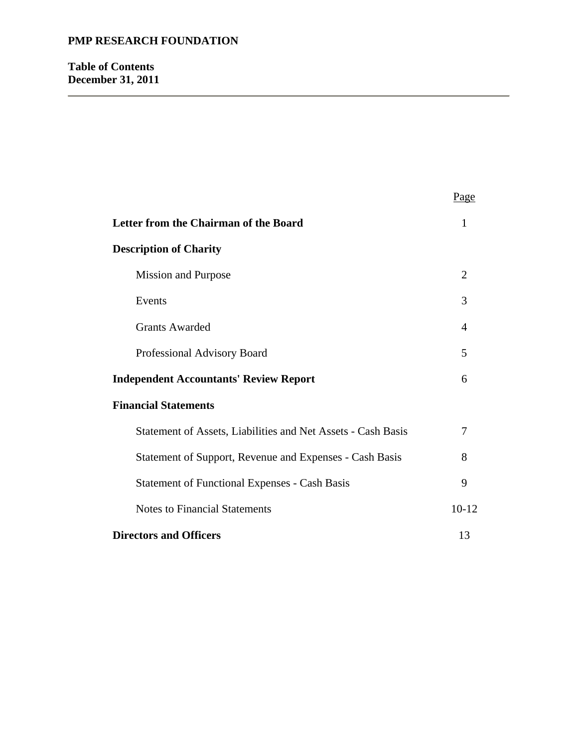# PMP RESEARCH FOUNDATION

## Table of Contents
## December 31, 2011

| | Page |
|---|---|
| **Letter from the Chairman of the Board** | 1 |
| **Description of Charity** | |
| Mission and Purpose | 2 |
| Events | 3 |
| Grants Awarded | 4 |
| Professional Advisory Board | 5 |
| **Independent Accountants' Review Report** | 6 |
| **Financial Statements** | |
| Statement of Assets, Liabilities and Net Assets - Cash Basis | 7 |
| Statement of Support, Revenue and Expenses - Cash Basis | 8 |
| Statement of Functional Expenses - Cash Basis | 9 |
| Notes to Financial Statements | 10-12 |
| **Directors and Officers** | 13 |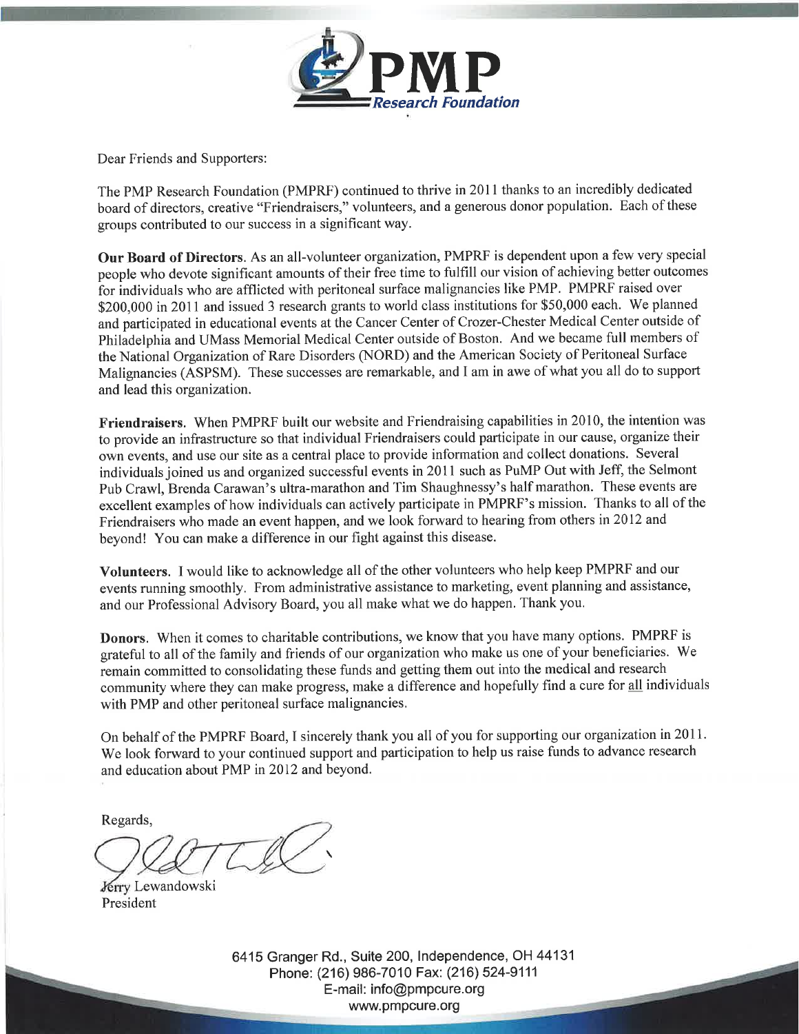PMP Research Foundation

Dear Friends and Supporters:

The PMP Research Foundation (PMPRF) continued to thrive in 2011 thanks to an incredibly dedicated board of directors, creative "Friendraisers," volunteers, and a generous donor population. Each of these groups contributed to our success in a significant way.

**Our Board of Directors**. As an all-volunteer organization, PMPRF is dependent upon a few very special people who devote significant amounts of their free time to fulfill our vision of achieving better outcomes for individuals who are afflicted with peritoneal surface malignancies like PMP. PMPRF raised over $200,000 in 2011 and issued 3 research grants to world class institutions for $50,000 each. We planned and participated in educational events at the Cancer Center of Crozer-Chester Medical Center outside of Philadelphia and UMass Memorial Medical Center outside of Boston. And we became full members of the National Organization of Rare Disorders (NORD) and the American Society of Peritoneal Surface Malignancies (ASPSM). These successes are remarkable, and I am in awe of what you all do to support and lead this organization.

**Friendraisers.** When PMPRF built our website and Friendraising capabilities in 2010, the intention was to provide an infrastructure so that individual Friendraisers could participate in our cause, organize their own events, and use our site as a central place to provide information and collect donations. Several individuals joined us and organized successful events in 2011 such as PuMP Out with Jeff, the Selmont Pub Crawl, Brenda Carawan's ultra-marathon and Tim Shaughnessy's half marathon. These events are excellent examples of how individuals can actively participate in PMPRF's mission. Thanks to all of the Friendraisers who made an event happen, and we look forward to hearing from others in 2012 and beyond! You can make a difference in our fight against this disease.

**Volunteers**. I would like to acknowledge all of the other volunteers who help keep PMPRF and our events running smoothly. From administrative assistance to marketing, event planning and assistance, and our Professional Advisory Board, you all make what we do happen. Thank you.

**Donors**. When it comes to charitable contributions, we know that you have many options. PMPRF is grateful to all of the family and friends of our organization who make us one of your beneficiaries. We remain committed to consolidating these funds and getting them out into the medical and research community where they can make progress, make a difference and hopefully find a cure for <u>all</u> individuals with PMP and other peritoneal surface malignancies.

On behalf of the PMPRF Board, I sincerely thank you all of you for supporting our organization in 2011. We look forward to your continued support and participation to help us raise funds to advance research and education about PMP in 2012 and beyond.

Regards,

Jerry Lewandowski
President

6415 Granger Rd., Suite 200, Independence, OH 44131
Phone: (216) 986-7010 Fax: (216) 524-9111
E-mail: info@pmpcure.org
www.pmpcure.org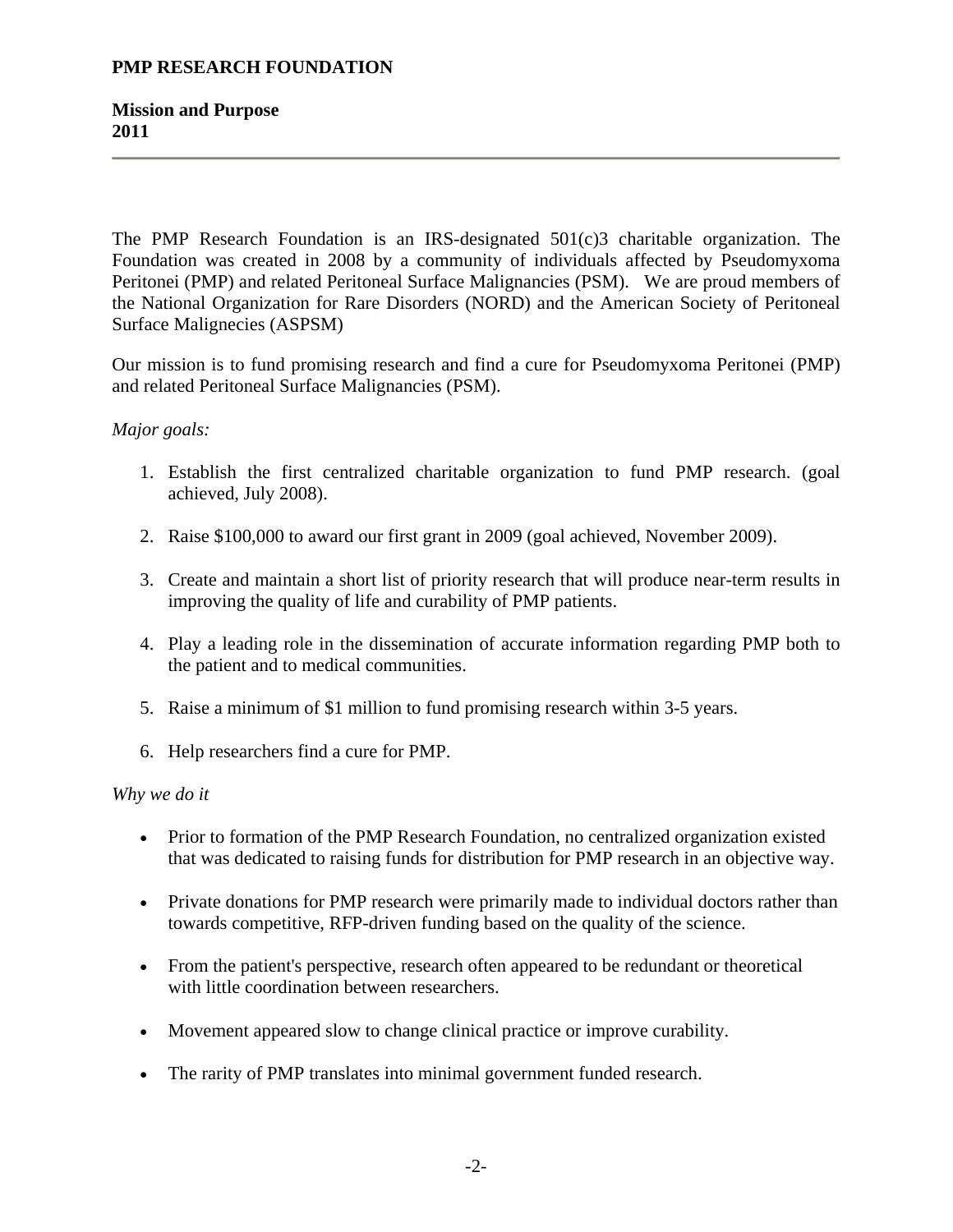**PMP RESEARCH FOUNDATION**

**Mission and Purpose**
**2011**

---

The PMP Research Foundation is an IRS-designated 501(c)3 charitable organization. The Foundation was created in 2008 by a community of individuals affected by Pseudomyxoma Peritonei (PMP) and related Peritoneal Surface Malignancies (PSM). We are proud members of the National Organization for Rare Disorders (NORD) and the American Society of Peritoneal Surface Malignecies (ASPSM)

Our mission is to fund promising research and find a cure for Pseudomyxoma Peritonei (PMP) and related Peritoneal Surface Malignancies (PSM).

*Major goals:*

1. Establish the first centralized charitable organization to fund PMP research. (goal achieved, July 2008).

2. Raise $100,000 to award our first grant in 2009 (goal achieved, November 2009).

3. Create and maintain a short list of priority research that will produce near-term results in improving the quality of life and curability of PMP patients.

4. Play a leading role in the dissemination of accurate information regarding PMP both to the patient and to medical communities.

5. Raise a minimum of $1 million to fund promising research within 3-5 years.

6. Help researchers find a cure for PMP.

*Why we do it*

- Prior to formation of the PMP Research Foundation, no centralized organization existed that was dedicated to raising funds for distribution for PMP research in an objective way.

- Private donations for PMP research were primarily made to individual doctors rather than towards competitive, RFP-driven funding based on the quality of the science.

- From the patient's perspective, research often appeared to be redundant or theoretical with little coordination between researchers.

- Movement appeared slow to change clinical practice or improve curability.

- The rarity of PMP translates into minimal government funded research.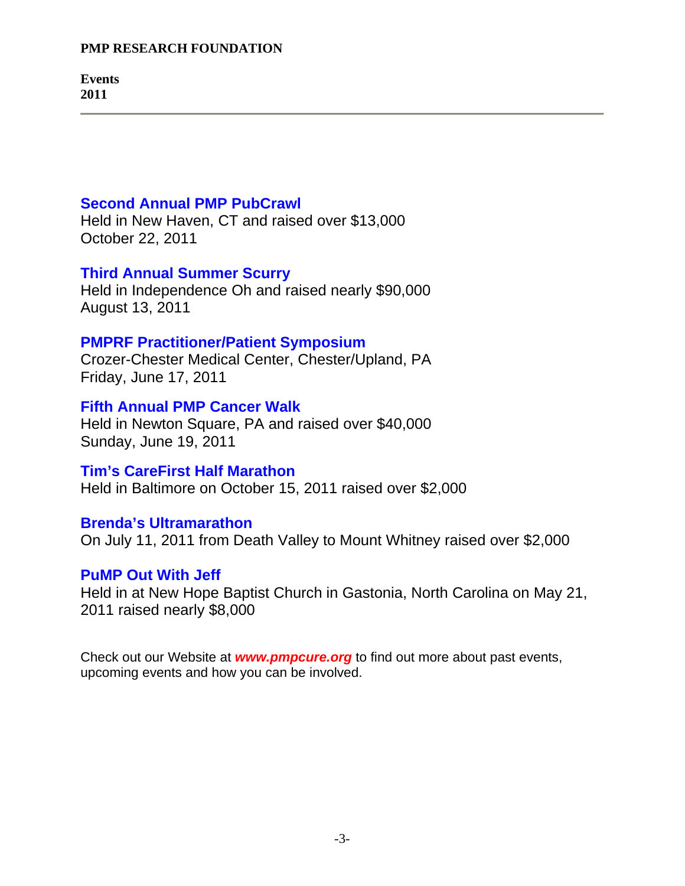**PMP RESEARCH FOUNDATION**

**Events**
**2011**

---

### Second Annual PMP PubCrawl

Held in New Haven, CT and raised over $13,000
October 22, 2011

### Third Annual Summer Scurry

Held in Independence Oh and raised nearly $90,000
August 13, 2011

### PMPRF Practitioner/Patient Symposium

Crozer-Chester Medical Center, Chester/Upland, PA
Friday, June 17, 2011

### Fifth Annual PMP Cancer Walk

Held in Newton Square, PA and raised over $40,000
Sunday, June 19, 2011

### Tim's CareFirst Half Marathon

Held in Baltimore on October 15, 2011 raised over $2,000

### Brenda's Ultramarathon

On July 11, 2011 from Death Valley to Mount Whitney raised over $2,000

### PuMP Out With Jeff

Held in at New Hope Baptist Church in Gastonia, North Carolina on May 21, 2011 raised nearly $8,000

Check out our Website at ***www.pmpcure.org*** to find out more about past events, upcoming events and how you can be involved.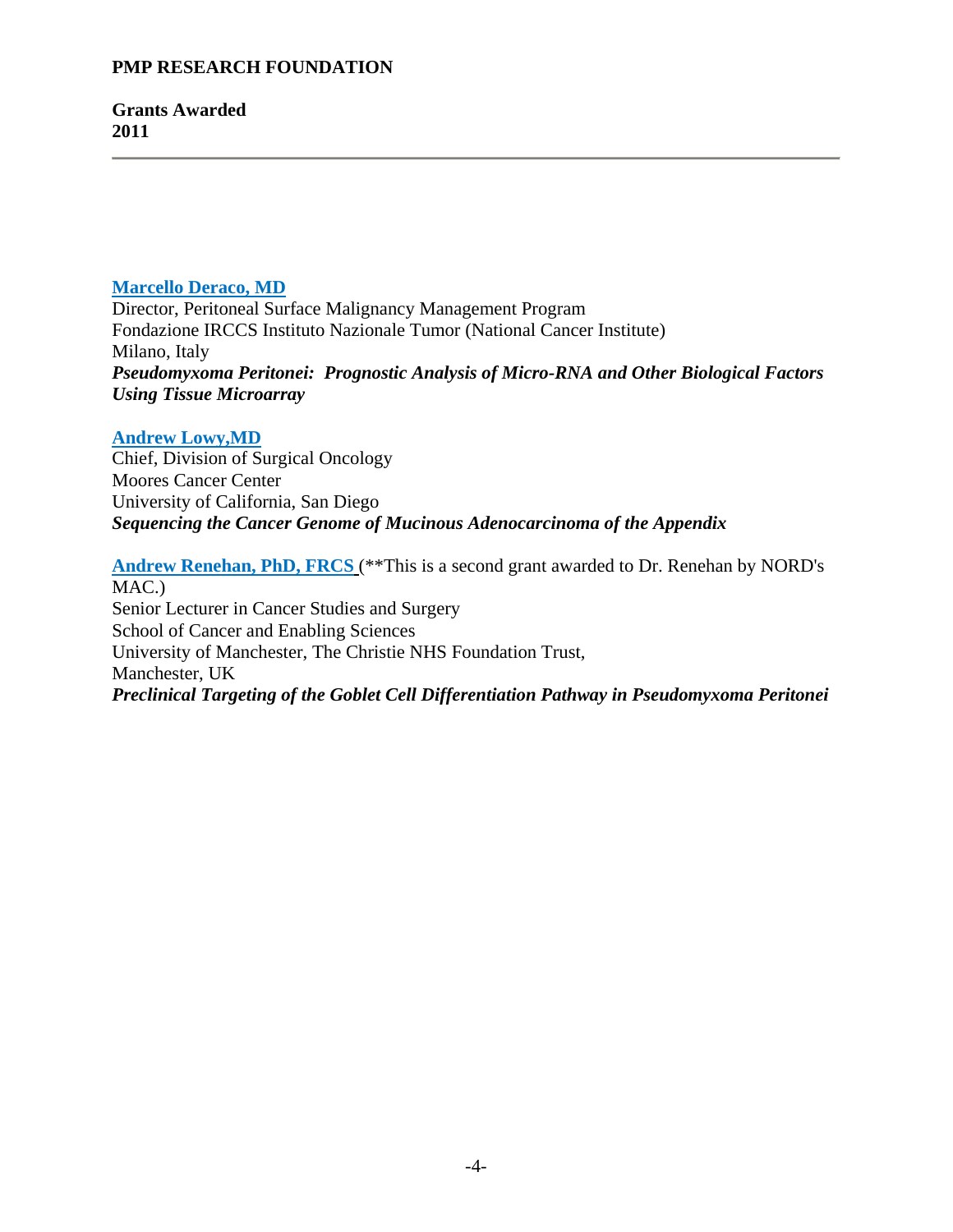**PMP RESEARCH FOUNDATION**

**Grants Awarded**
**2011**

---

**Marcello Deraco, MD**
Director, Peritoneal Surface Malignancy Management Program
Fondazione IRCCS Instituto Nazionale Tumor (National Cancer Institute)
Milano, Italy
***Pseudomyxoma Peritonei: Prognostic Analysis of Micro-RNA and Other Biological Factors Using Tissue Microarray***

**Andrew Lowy,MD**
Chief, Division of Surgical Oncology
Moores Cancer Center
University of California, San Diego
***Sequencing the Cancer Genome of Mucinous Adenocarcinoma of the Appendix***

**Andrew Renehan, PhD, FRCS** (**This is a second grant awarded to Dr. Renehan by NORD's MAC.)
Senior Lecturer in Cancer Studies and Surgery
School of Cancer and Enabling Sciences
University of Manchester, The Christie NHS Foundation Trust,
Manchester, UK
***Preclinical Targeting of the Goblet Cell Differentiation Pathway in Pseudomyxoma Peritonei***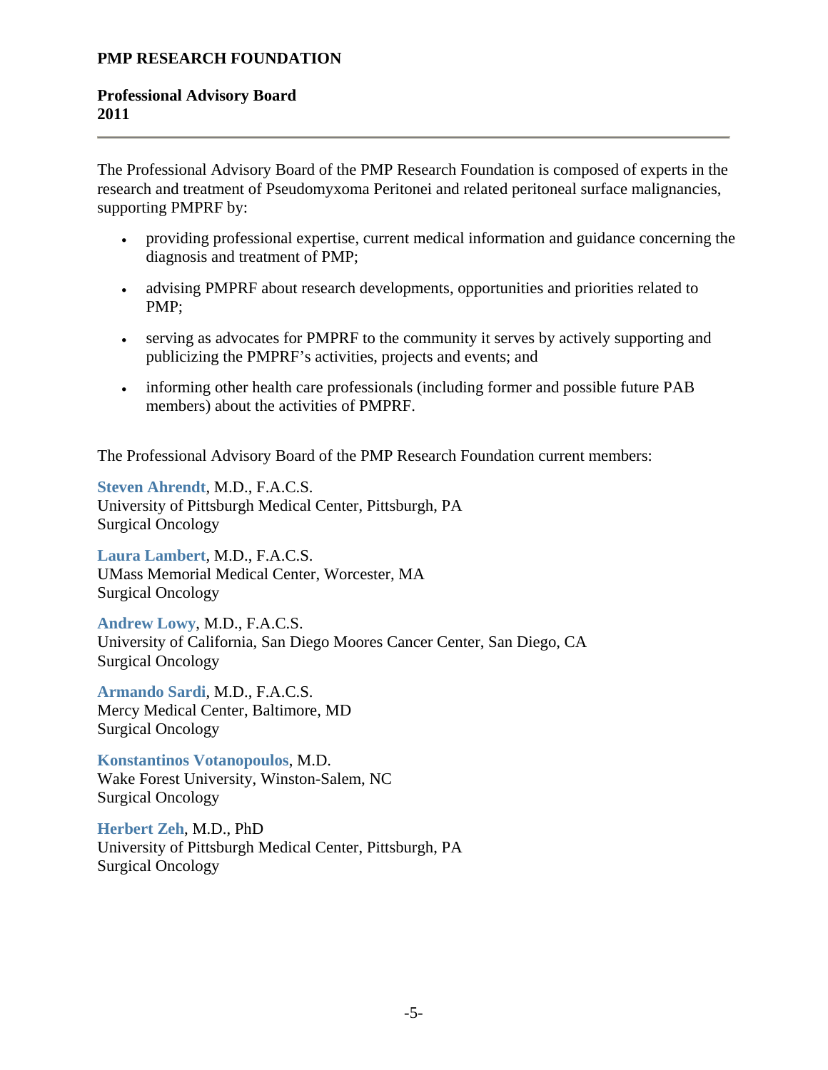**PMP RESEARCH FOUNDATION**

**Professional Advisory Board**
**2011**

---

The Professional Advisory Board of the PMP Research Foundation is composed of experts in the research and treatment of Pseudomyxoma Peritonei and related peritoneal surface malignancies, supporting PMPRF by:

- providing professional expertise, current medical information and guidance concerning the diagnosis and treatment of PMP;
- advising PMPRF about research developments, opportunities and priorities related to PMP;
- serving as advocates for PMPRF to the community it serves by actively supporting and publicizing the PMPRF's activities, projects and events; and
- informing other health care professionals (including former and possible future PAB members) about the activities of PMPRF.

The Professional Advisory Board of the PMP Research Foundation current members:

**Steven Ahrendt**, M.D., F.A.C.S.
University of Pittsburgh Medical Center, Pittsburgh, PA
Surgical Oncology

**Laura Lambert**, M.D., F.A.C.S.
UMass Memorial Medical Center, Worcester, MA
Surgical Oncology

**Andrew Lowy**, M.D., F.A.C.S.
University of California, San Diego Moores Cancer Center, San Diego, CA
Surgical Oncology

**Armando Sardi**, M.D., F.A.C.S.
Mercy Medical Center, Baltimore, MD
Surgical Oncology

**Konstantinos Votanopoulos**, M.D.
Wake Forest University, Winston-Salem, NC
Surgical Oncology

**Herbert Zeh**, M.D., PhD
University of Pittsburgh Medical Center, Pittsburgh, PA
Surgical Oncology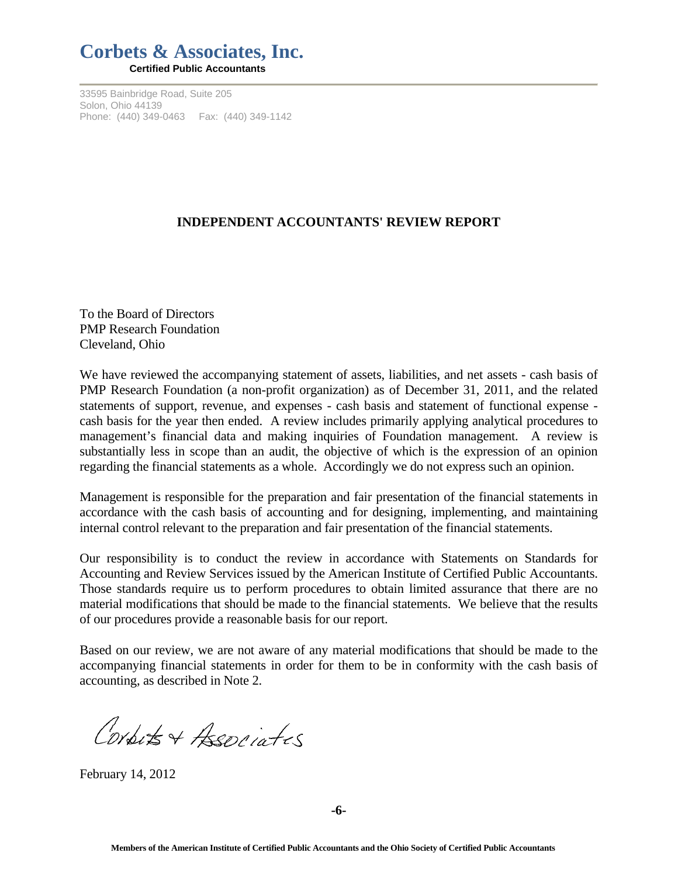# Corbets & Associates, Inc.

**Certified Public Accountants**

33595 Bainbridge Road, Suite 205
Solon, Ohio 44139
Phone: (440) 349-0463 Fax: (440) 349-1142

## INDEPENDENT ACCOUNTANTS' REVIEW REPORT

To the Board of Directors
PMP Research Foundation
Cleveland, Ohio

We have reviewed the accompanying statement of assets, liabilities, and net assets - cash basis of PMP Research Foundation (a non-profit organization) as of December 31, 2011, and the related statements of support, revenue, and expenses - cash basis and statement of functional expense - cash basis for the year then ended. A review includes primarily applying analytical procedures to management's financial data and making inquiries of Foundation management. A review is substantially less in scope than an audit, the objective of which is the expression of an opinion regarding the financial statements as a whole. Accordingly we do not express such an opinion.

Management is responsible for the preparation and fair presentation of the financial statements in accordance with the cash basis of accounting and for designing, implementing, and maintaining internal control relevant to the preparation and fair presentation of the financial statements.

Our responsibility is to conduct the review in accordance with Statements on Standards for Accounting and Review Services issued by the American Institute of Certified Public Accountants. Those standards require us to perform procedures to obtain limited assurance that there are no material modifications that should be made to the financial statements. We believe that the results of our procedures provide a reasonable basis for our report.

Based on our review, we are not aware of any material modifications that should be made to the accompanying financial statements in order for them to be in conformity with the cash basis of accounting, as described in Note 2.

Corbets + Associates

February 14, 2012

Members of the American Institute of Certified Public Accountants and the Ohio Society of Certified Public Accountants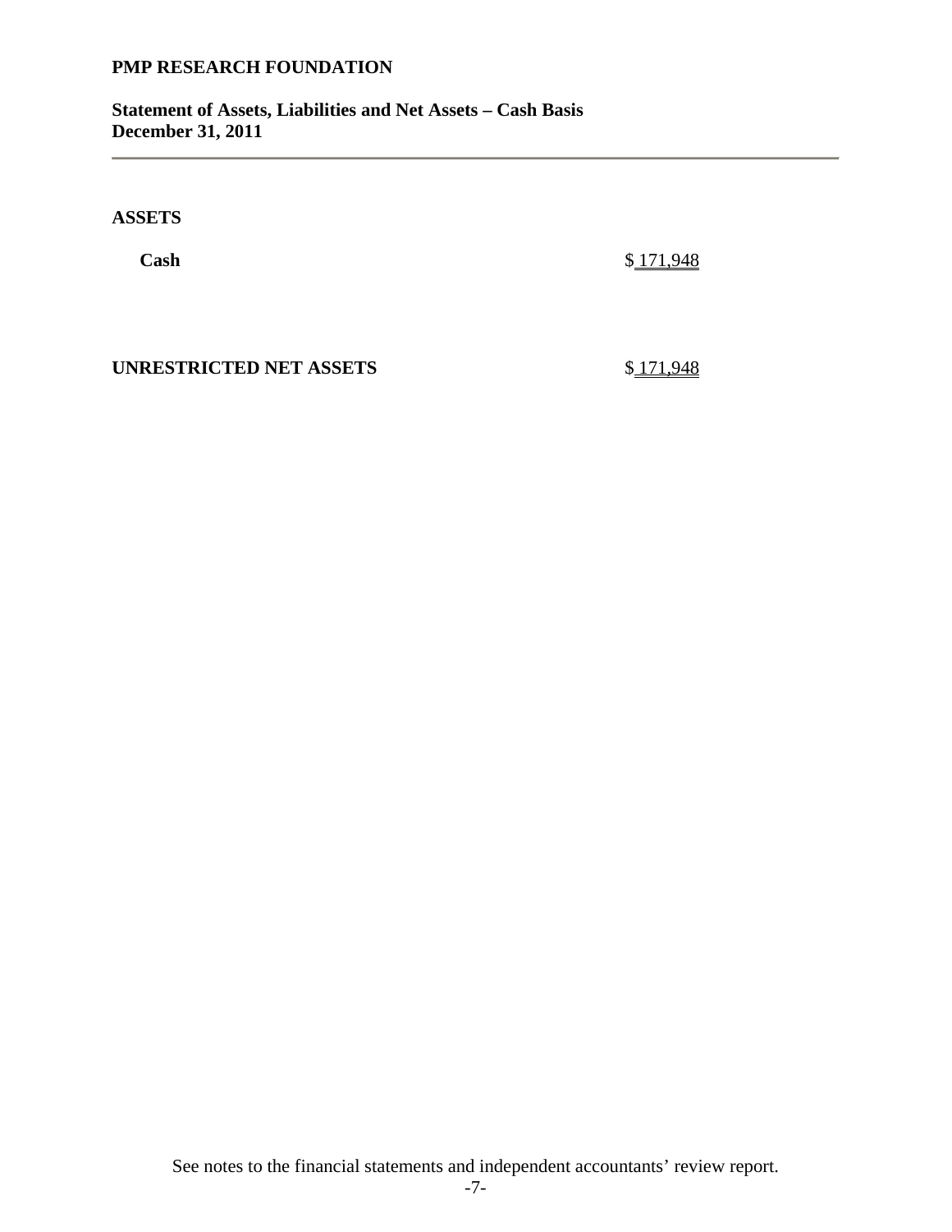**PMP RESEARCH FOUNDATION**

**Statement of Assets, Liabilities and Net Assets – Cash Basis**
**December 31, 2011**

---

**ASSETS**

| | |
|---|---|
| **Cash** | $ 171,948 |
| | |
| **UNRESTRICTED NET ASSETS** | $ 171,948 |

See notes to the financial statements and independent accountants' review report.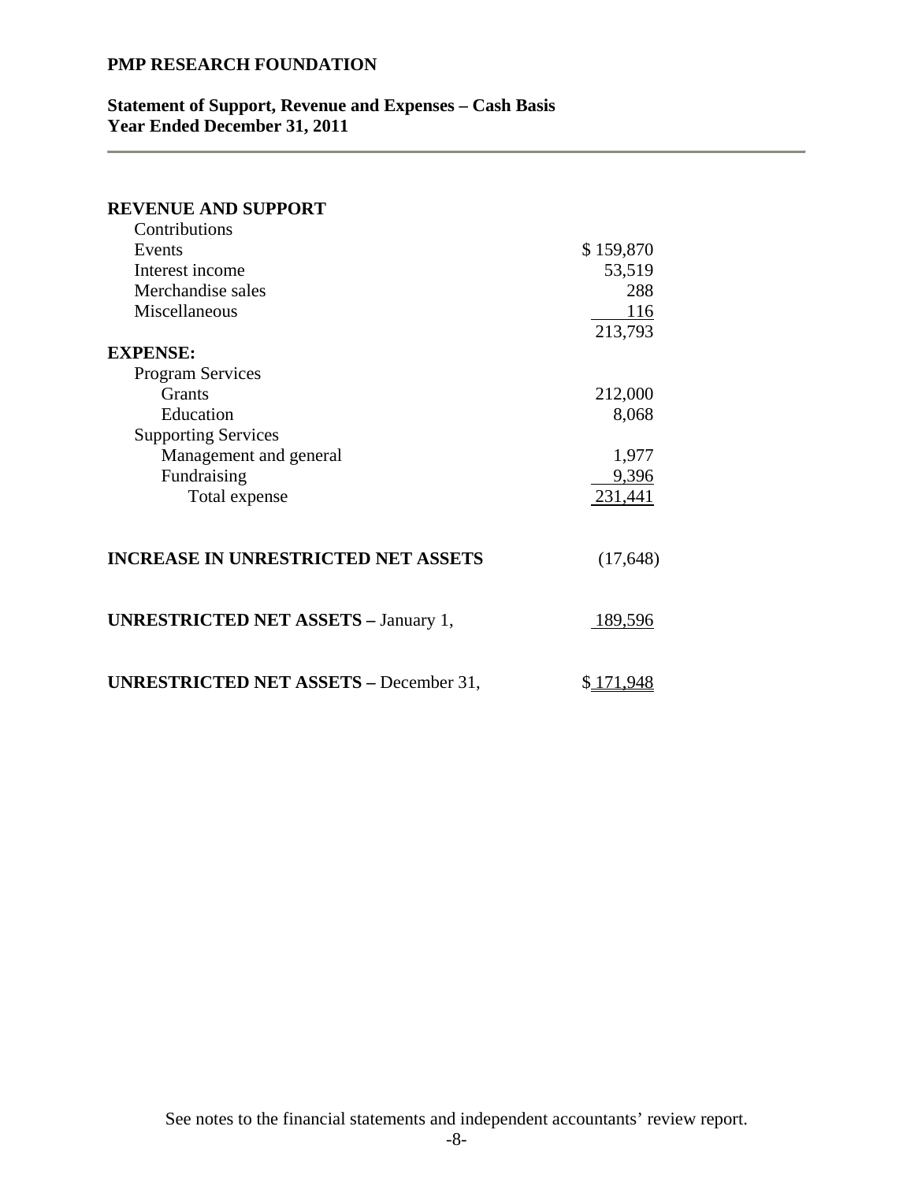**PMP RESEARCH FOUNDATION**

**Statement of Support, Revenue and Expenses – Cash Basis**
**Year Ended December 31, 2011**

| | |
|---|---|
| **REVENUE AND SUPPORT** | |
| Contributions | |
| Events | $ 159,870 |
| Interest income | 53,519 |
| Merchandise sales | 288 |
| Miscellaneous | 116 |
| | 213,793 |
| **EXPENSE:** | |
| Program Services | |
| Grants | 212,000 |
| Education | 8,068 |
| Supporting Services | |
| Management and general | 1,977 |
| Fundraising | 9,396 |
| Total expense | 231,441 |
| **INCREASE IN UNRESTRICTED NET ASSETS** | (17,648) |
| **UNRESTRICTED NET ASSETS –** January 1, | 189,596 |
| **UNRESTRICTED NET ASSETS –** December 31, | $ 171,948 |

See notes to the financial statements and independent accountants' review report.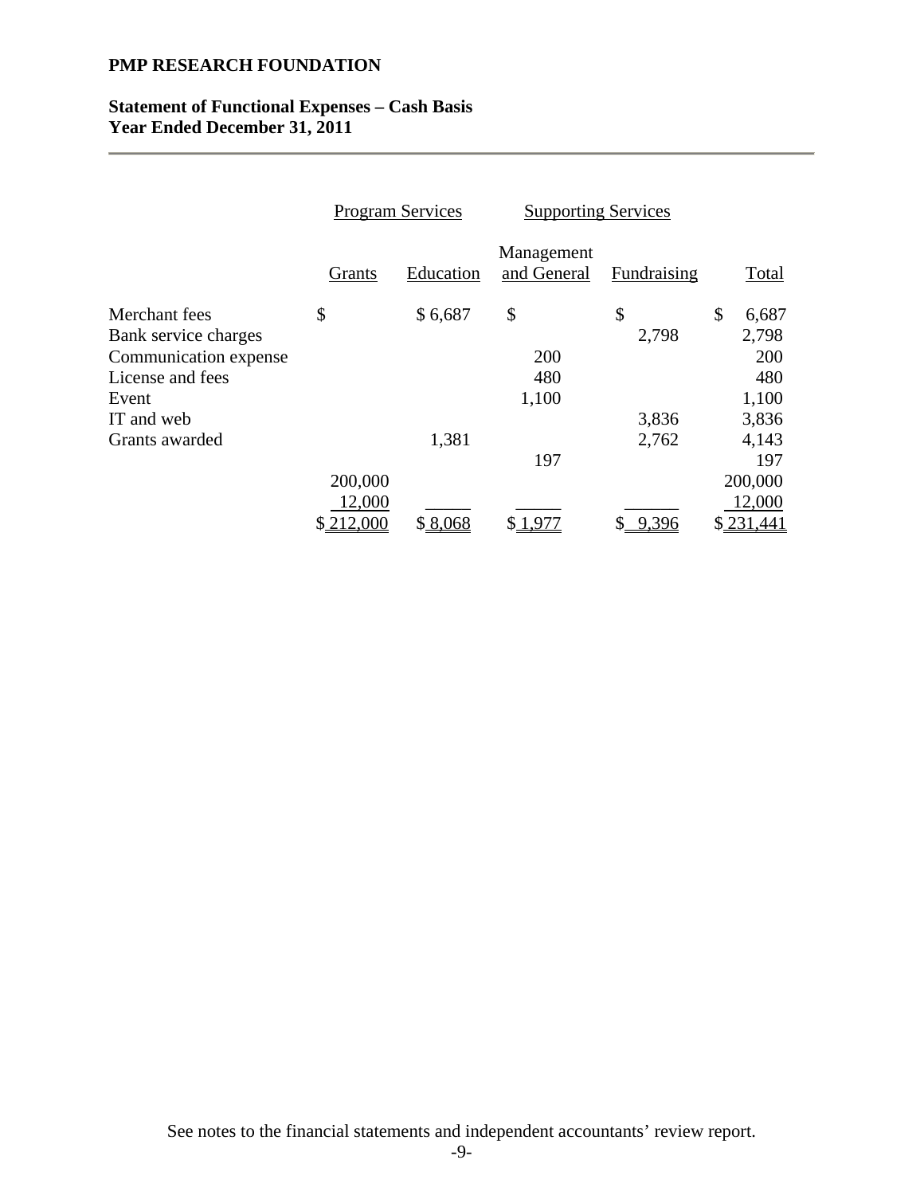**PMP RESEARCH FOUNDATION**

**Statement of Functional Expenses – Cash Basis**
**Year Ended December 31, 2011**

| | Program Services | | Supporting Services | | |
|---|---|---|---|---|---|
| | Grants | Education | Management and General | Fundraising | Total |
| Merchant fees | $ | $ 6,687 | $ | $ | $ 6,687 |
| Bank service charges | | | | 2,798 | 2,798 |
| Communication expense | | | 200 | | 200 |
| License and fees | | | 480 | | 480 |
| Event | | | 1,100 | | 1,100 |
| IT and web | | | | 3,836 | 3,836 |
| Grants awarded | | 1,381 | | 2,762 | 4,143 |
| | | | 197 | | 197 |
| | 200,000 | | | | 200,000 |
| | 12,000 | | | | 12,000 |
| | $ 212,000 | $ 8,068 | $ 1,977 | $ 9,396 | $ 231,441 |

See notes to the financial statements and independent accountants' review report.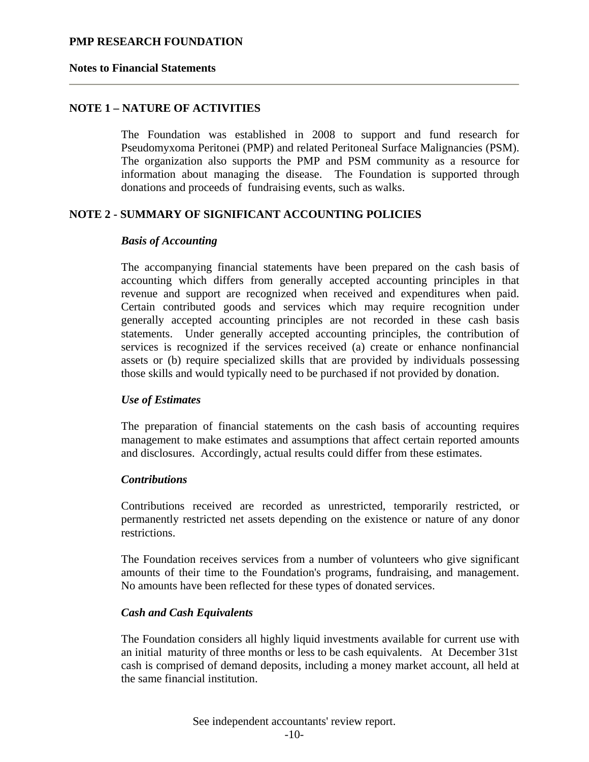**PMP RESEARCH FOUNDATION**

**Notes to Financial Statements**

---

## NOTE 1 – NATURE OF ACTIVITIES

The Foundation was established in 2008 to support and fund research for Pseudomyxoma Peritonei (PMP) and related Peritoneal Surface Malignancies (PSM). The organization also supports the PMP and PSM community as a resource for information about managing the disease. The Foundation is supported through donations and proceeds of fundraising events, such as walks.

## NOTE 2 - SUMMARY OF SIGNIFICANT ACCOUNTING POLICIES

### *Basis of Accounting*

The accompanying financial statements have been prepared on the cash basis of accounting which differs from generally accepted accounting principles in that revenue and support are recognized when received and expenditures when paid. Certain contributed goods and services which may require recognition under generally accepted accounting principles are not recorded in these cash basis statements. Under generally accepted accounting principles, the contribution of services is recognized if the services received (a) create or enhance nonfinancial assets or (b) require specialized skills that are provided by individuals possessing those skills and would typically need to be purchased if not provided by donation.

### *Use of Estimates*

The preparation of financial statements on the cash basis of accounting requires management to make estimates and assumptions that affect certain reported amounts and disclosures. Accordingly, actual results could differ from these estimates.

### *Contributions*

Contributions received are recorded as unrestricted, temporarily restricted, or permanently restricted net assets depending on the existence or nature of any donor restrictions.

The Foundation receives services from a number of volunteers who give significant amounts of their time to the Foundation's programs, fundraising, and management. No amounts have been reflected for these types of donated services.

### *Cash and Cash Equivalents*

The Foundation considers all highly liquid investments available for current use with an initial maturity of three months or less to be cash equivalents. At December 31st cash is comprised of demand deposits, including a money market account, all held at the same financial institution.

See independent accountants' review report.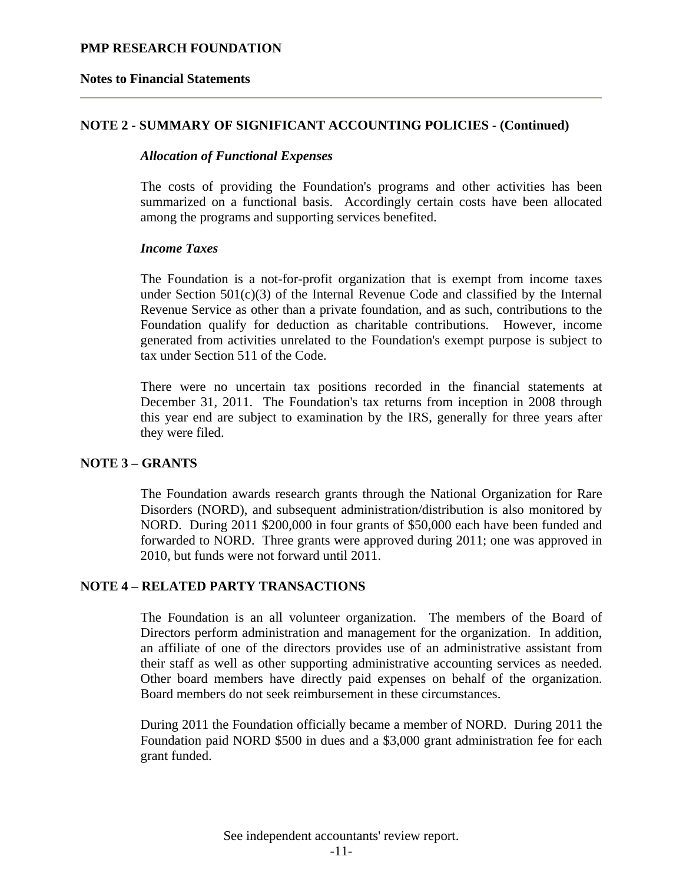## NOTE 2 - SUMMARY OF SIGNIFICANT ACCOUNTING POLICIES - (Continued)

### *Allocation of Functional Expenses*

The costs of providing the Foundation's programs and other activities has been summarized on a functional basis. Accordingly certain costs have been allocated among the programs and supporting services benefited.

### *Income Taxes*

The Foundation is a not-for-profit organization that is exempt from income taxes under Section 501(c)(3) of the Internal Revenue Code and classified by the Internal Revenue Service as other than a private foundation, and as such, contributions to the Foundation qualify for deduction as charitable contributions. However, income generated from activities unrelated to the Foundation's exempt purpose is subject to tax under Section 511 of the Code.

There were no uncertain tax positions recorded in the financial statements at December 31, 2011. The Foundation's tax returns from inception in 2008 through this year end are subject to examination by the IRS, generally for three years after they were filed.

## NOTE 3 – GRANTS

The Foundation awards research grants through the National Organization for Rare Disorders (NORD), and subsequent administration/distribution is also monitored by NORD. During 2011 $200,000 in four grants of $50,000 each have been funded and forwarded to NORD. Three grants were approved during 2011; one was approved in 2010, but funds were not forward until 2011.

## NOTE 4 – RELATED PARTY TRANSACTIONS

The Foundation is an all volunteer organization. The members of the Board of Directors perform administration and management for the organization. In addition, an affiliate of one of the directors provides use of an administrative assistant from their staff as well as other supporting administrative accounting services as needed. Other board members have directly paid expenses on behalf of the organization. Board members do not seek reimbursement in these circumstances.

During 2011 the Foundation officially became a member of NORD. During 2011 the Foundation paid NORD $500 in dues and a $3,000 grant administration fee for each grant funded.

See independent accountants' review report.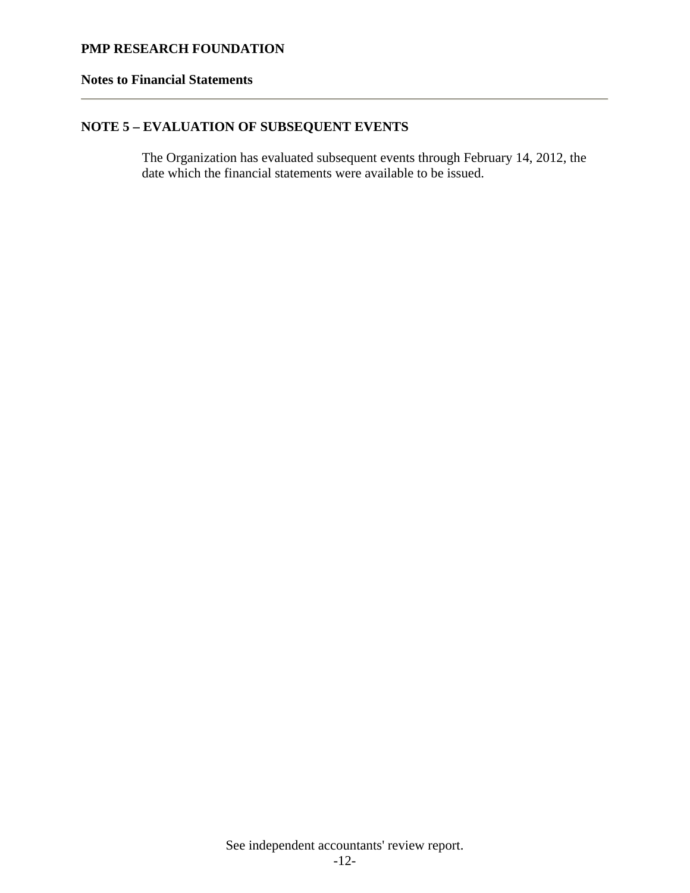## NOTE 5 – EVALUATION OF SUBSEQUENT EVENTS

The Organization has evaluated subsequent events through February 14, 2012, the date which the financial statements were available to be issued.

See independent accountants' review report.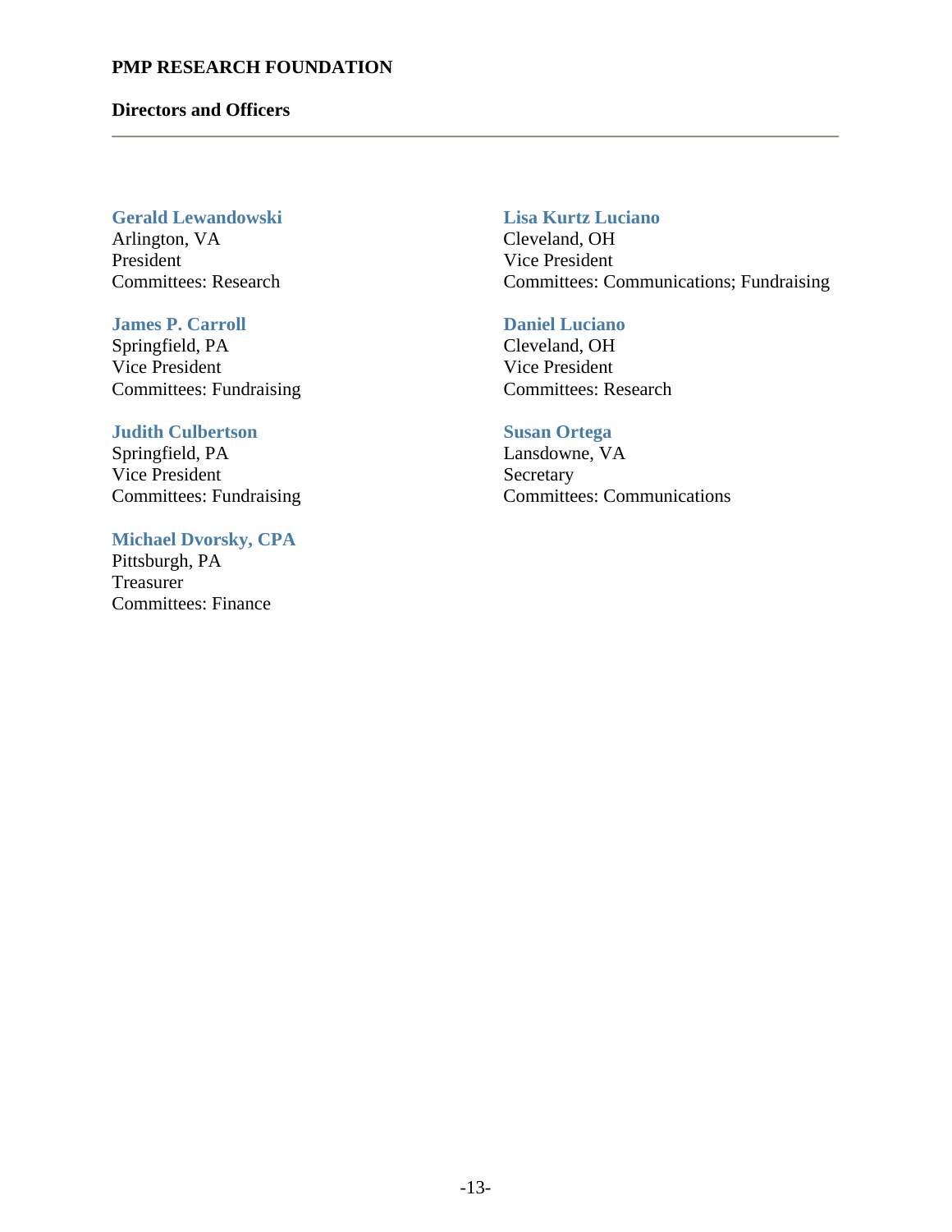## PMP RESEARCH FOUNDATION

### Directors and Officers

---

**Gerald Lewandowski**
Arlington, VA
President
Committees: Research

**James P. Carroll**
Springfield, PA
Vice President
Committees: Fundraising

**Judith Culbertson**
Springfield, PA
Vice President
Committees: Fundraising

**Michael Dvorsky, CPA**
Pittsburgh, PA
Treasurer
Committees: Finance

**Lisa Kurtz Luciano**
Cleveland, OH
Vice President
Committees: Communications; Fundraising

**Daniel Luciano**
Cleveland, OH
Vice President
Committees: Research

**Susan Ortega**
Lansdowne, VA
Secretary
Committees: Communications